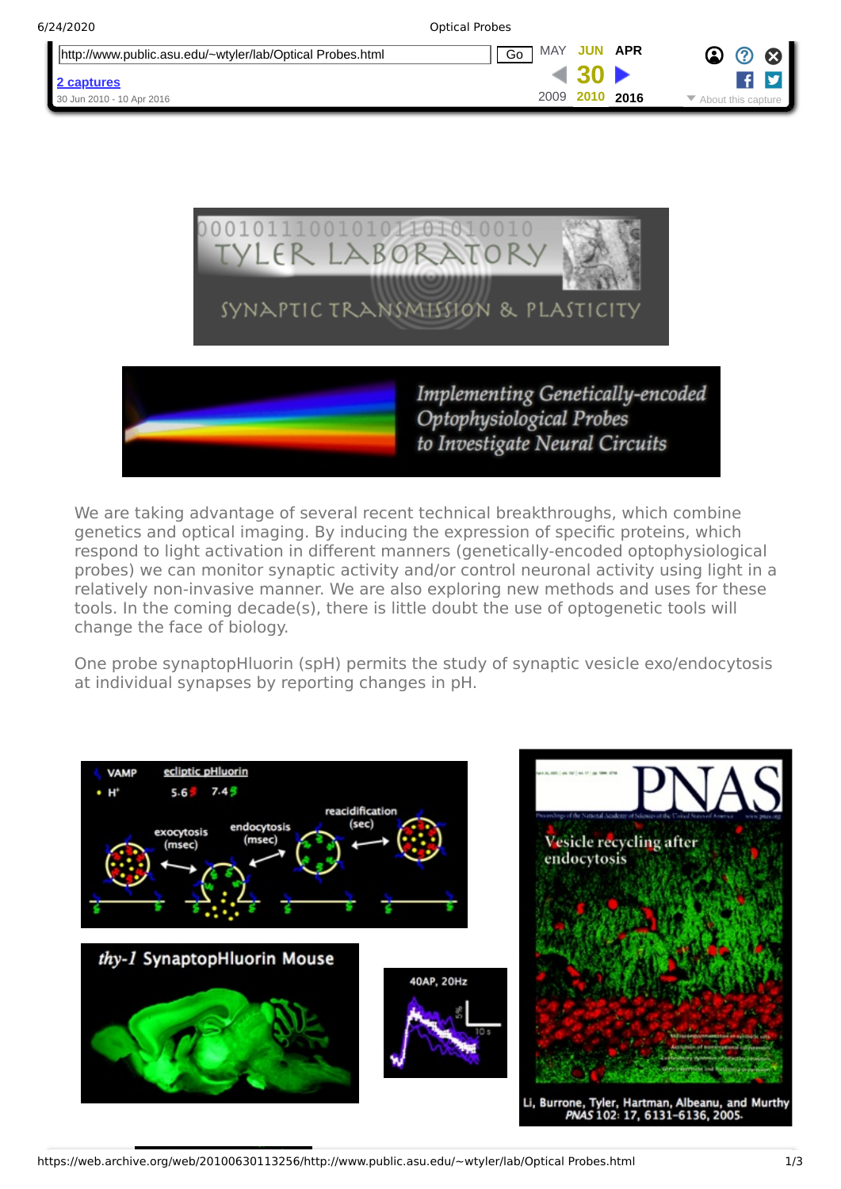We are taking advantage of several recent technical breakthroughs, which combine genetics and optical imaging. By inducing the expression of specific proteins, which respond to light activation in different manners (genetically-encoded optophysiological probes) we can monitor synaptic activity and/or control neuronal activity using light in a relatively non-invasive manner. We are also exploring new methods and uses for these tools. In the coming decade(s), there is little doubt the use of optogenetic tools will change the face of biology.

One probe synaptopHluorin (spH) permits the study of synaptic vesicle exo/endocytosis at individual synapses by reporting changes in pH.

Li, Burrone, Tyler, Hartman, Albeanu, and Murthy *PNAS* 102: 17, 6131-6136, 2005.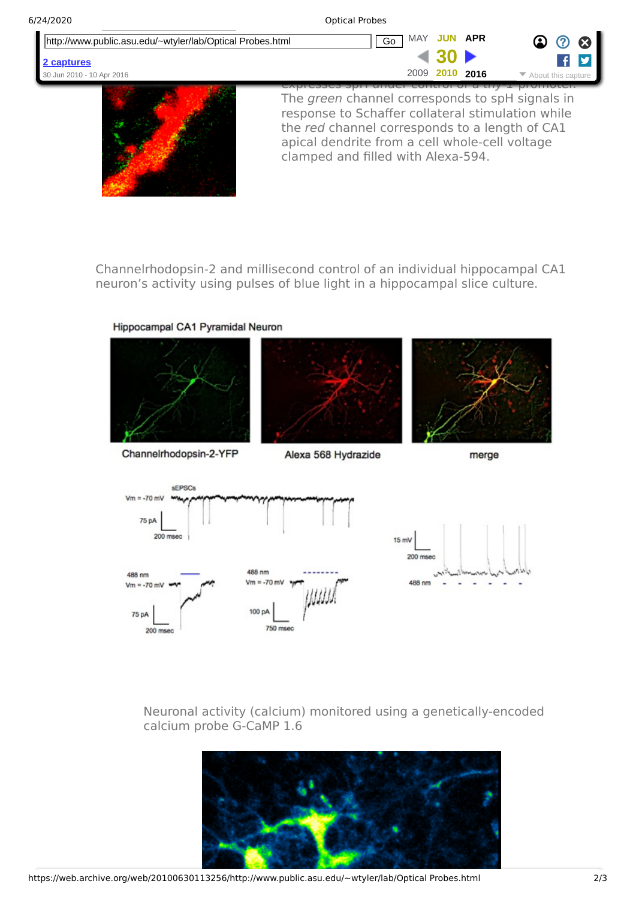expresses spH under control of a *thy-1* promoter. The *green* channel corresponds to spH signals in response to Schaffer collateral stimulation while the *red* channel corresponds to a length of CA1 apical dendrite from a cell whole-cell voltage clamped and filled with Alexa-594.

Channelrhodopsin-2 and millisecond control of an individual hippocampal CA1 neuron's activity using pulses of blue light in a hippocampal slice culture.

Neuronal activity (calcium) monitored using a genetically-encoded calcium probe G-CaMP 1.6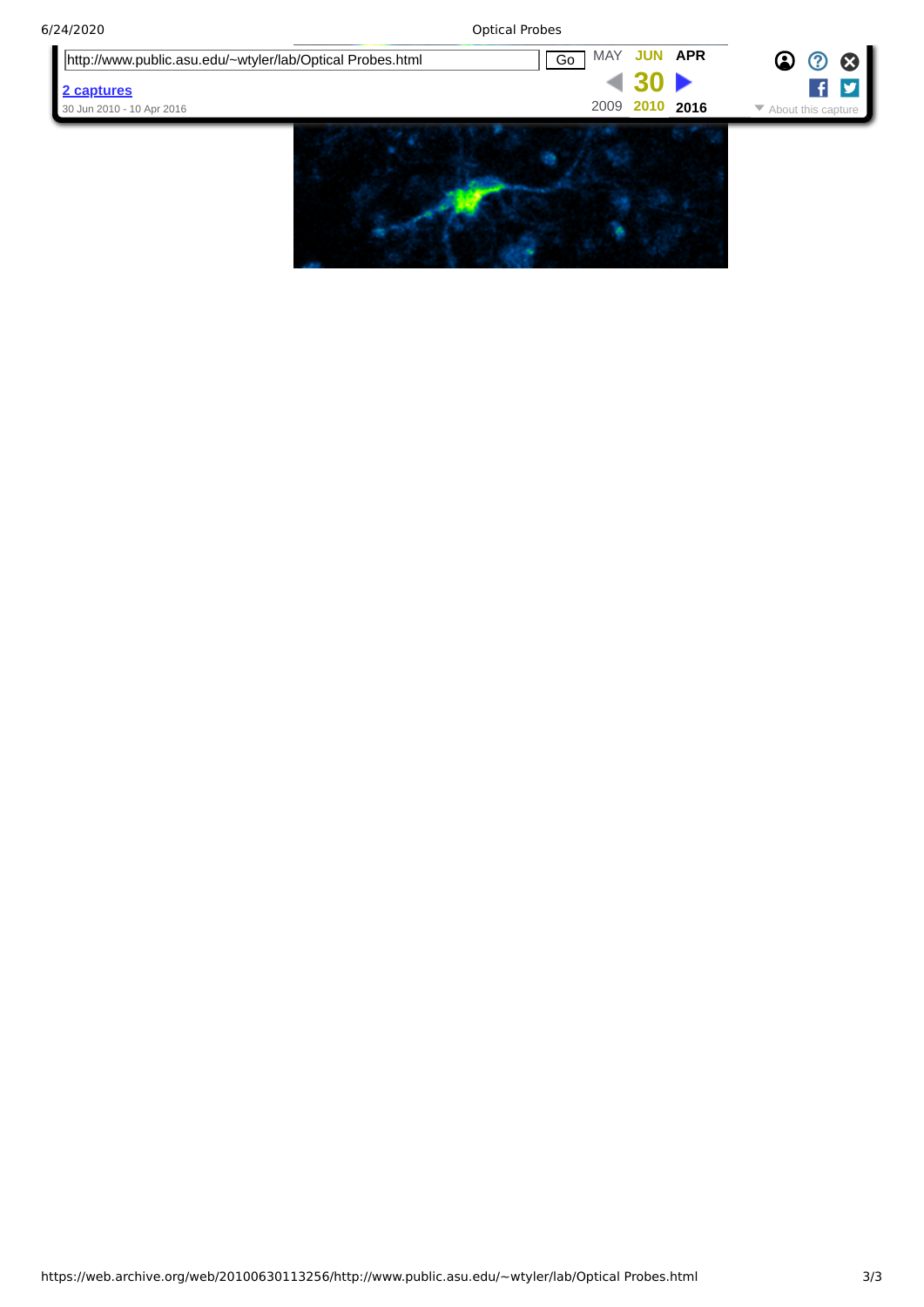http://www.public.asu.edu/~wtyler/lab/Optical Probes.html

Go

MAY JUN APR

30

2009 2010 2016

2 captures

30 Jun 2010 - 10 Apr 2016

About this capture